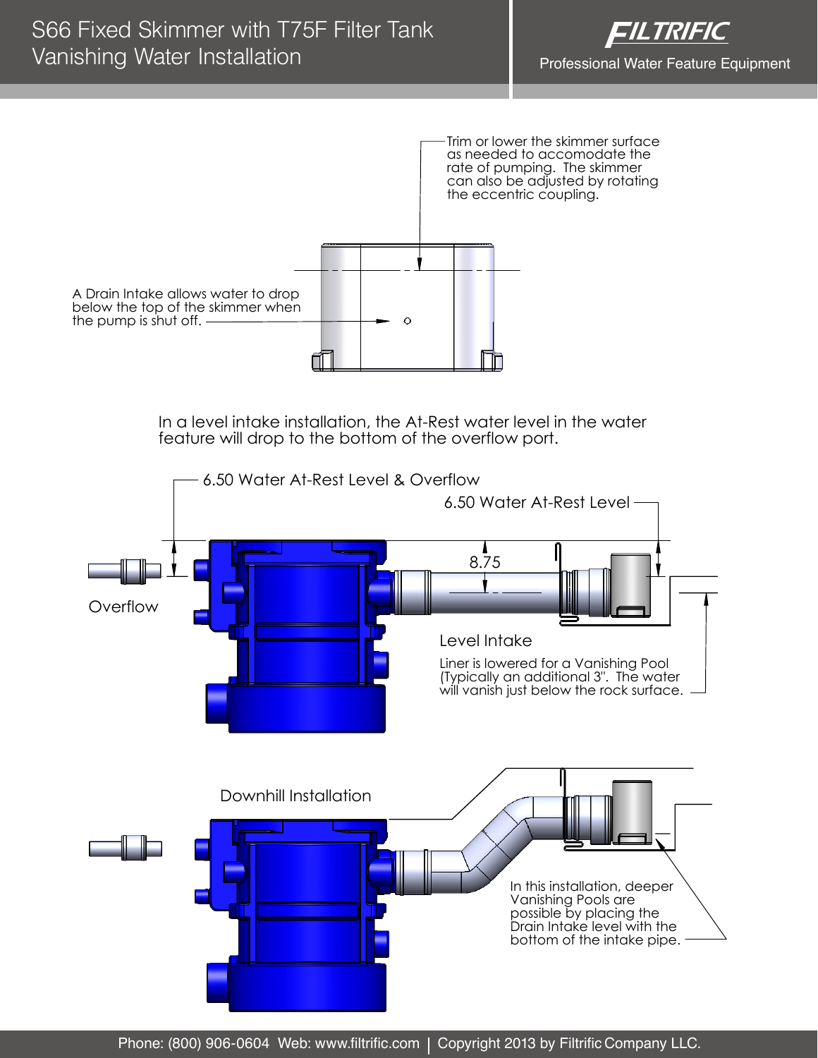# S66 Fixed Skimmer with T75F Filter Tank Vanishing Water Installation

**FILTRIFIC**

Professional Water Feature Equipment

Trim or lower the skimmer surface as needed to accomodate the rate of pumping. The skimmer can also be adjusted by rotating the eccentric coupling.

A Drain Intake allows water to drop below the top of the skimmer when the pump is shut off.

In a level intake installation, the At-Rest water level in the water feature will drop to the bottom of the overflow port.

6.50 Water At-Rest Level & Overflow

6.50 Water At-Rest Level

8.75

Overflow

Level Intake

Liner is lowered for a Vanishing Pool (Typically an additional 3". The water will vanish just below the rock surface.

Downhill Installation

In this installation, deeper Vanishing Pools are possible by placing the Drain Intake level with the bottom of the intake pipe.

Phone: (800) 906-0604 Web: www.filtrific.com | Copyright 2013 by Filtrific Company LLC.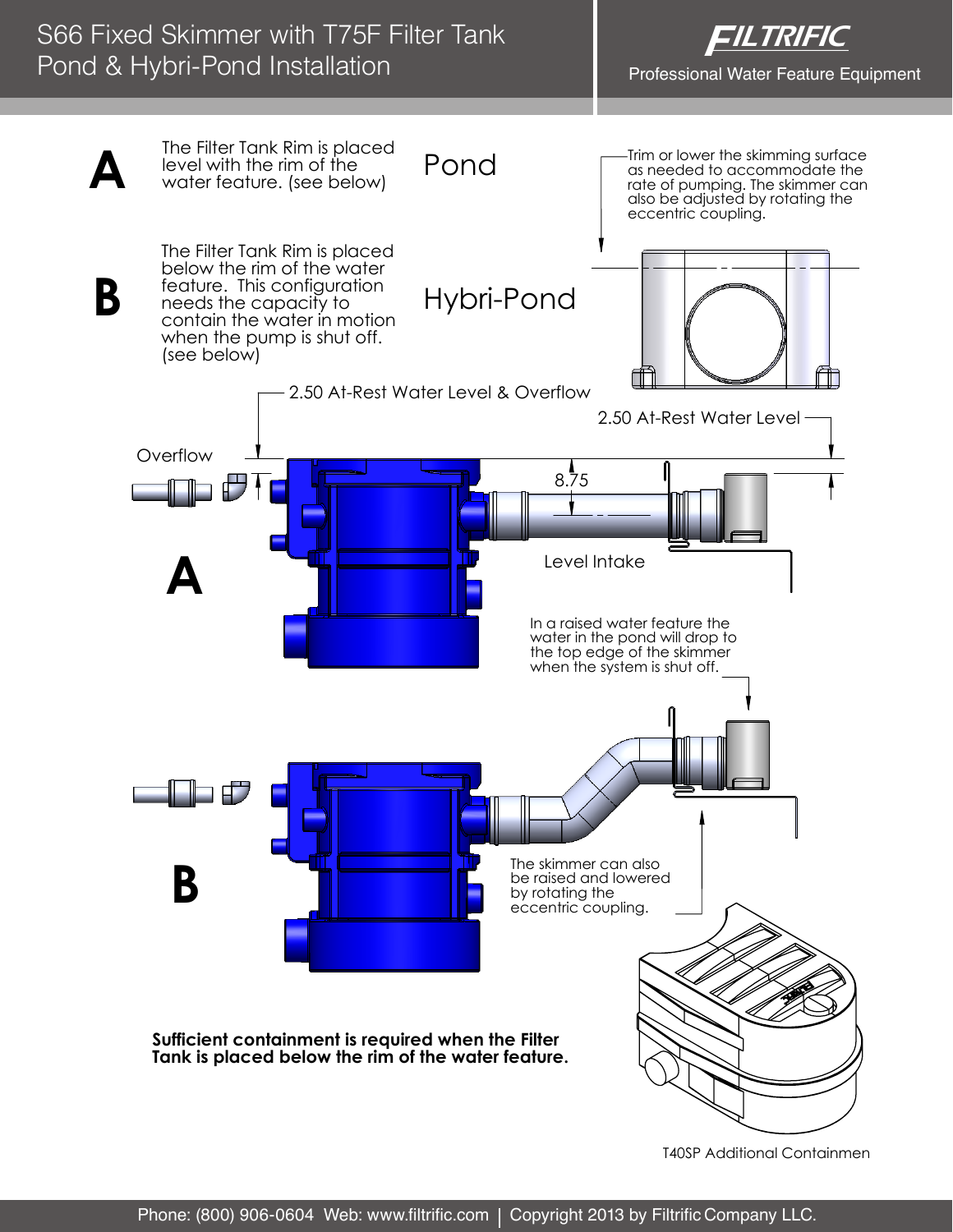# S66 Fixed Skimmer with T75F Filter Tank Pond & Hybri-Pond Installation

FILTRIFIC
Professional Water Feature Equipment

**A** The Filter Tank Rim is placed level with the rim of the water feature. (see below) — Pond

**B** The Filter Tank Rim is placed below the rim of the water feature. This configuration needs the capacity to contain the water in motion when the pump is shut off. (see below) — Hybri-Pond

Trim or lower the skimming surface as needed to accommodate the rate of pumping. The skimmer can also be adjusted by rotating the eccentric coupling.

2.50 At-Rest Water Level & Overflow

2.50 At-Rest Water Level

Overflow

8.75

Level Intake

**A**

In a raised water feature the water in the pond will drop to the top edge of the skimmer when the system is shut off.

**B**

The skimmer can also be raised and lowered by rotating the eccentric coupling.

**Sufficient containment is required when the Filter Tank is placed below the rim of the water feature.**

T40SP Additional Containmen

Phone: (800) 906-0604 Web: www.filtrific.com | Copyright 2013 by Filtrific Company LLC.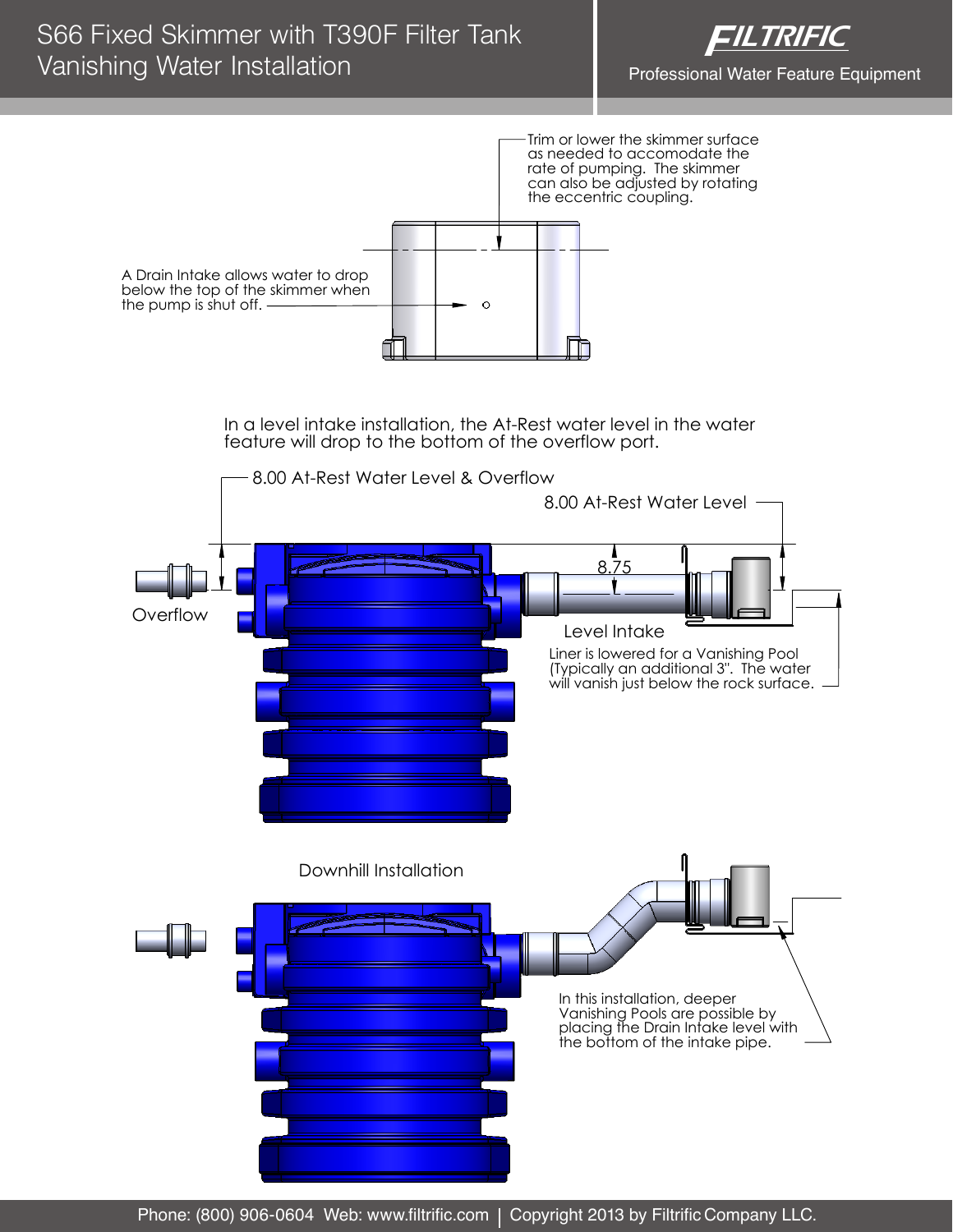# S66 Fixed Skimmer with T390F Filter Tank Vanishing Water Installation

Trim or lower the skimmer surface as needed to accomodate the rate of pumping. The skimmer can also be adjusted by rotating the eccentric coupling.

A Drain Intake allows water to drop below the top of the skimmer when the pump is shut off.

In a level intake installation, the At-Rest water level in the water feature will drop to the bottom of the overflow port.

8.00 At-Rest Water Level & Overflow

8.00 At-Rest Water Level

8.75

Overflow

Level Intake

Liner is lowered for a Vanishing Pool (Typically an additional 3". The water will vanish just below the rock surface.

Downhill Installation

In this installation, deeper Vanishing Pools are possible by placing the Drain Intake level with the bottom of the intake pipe.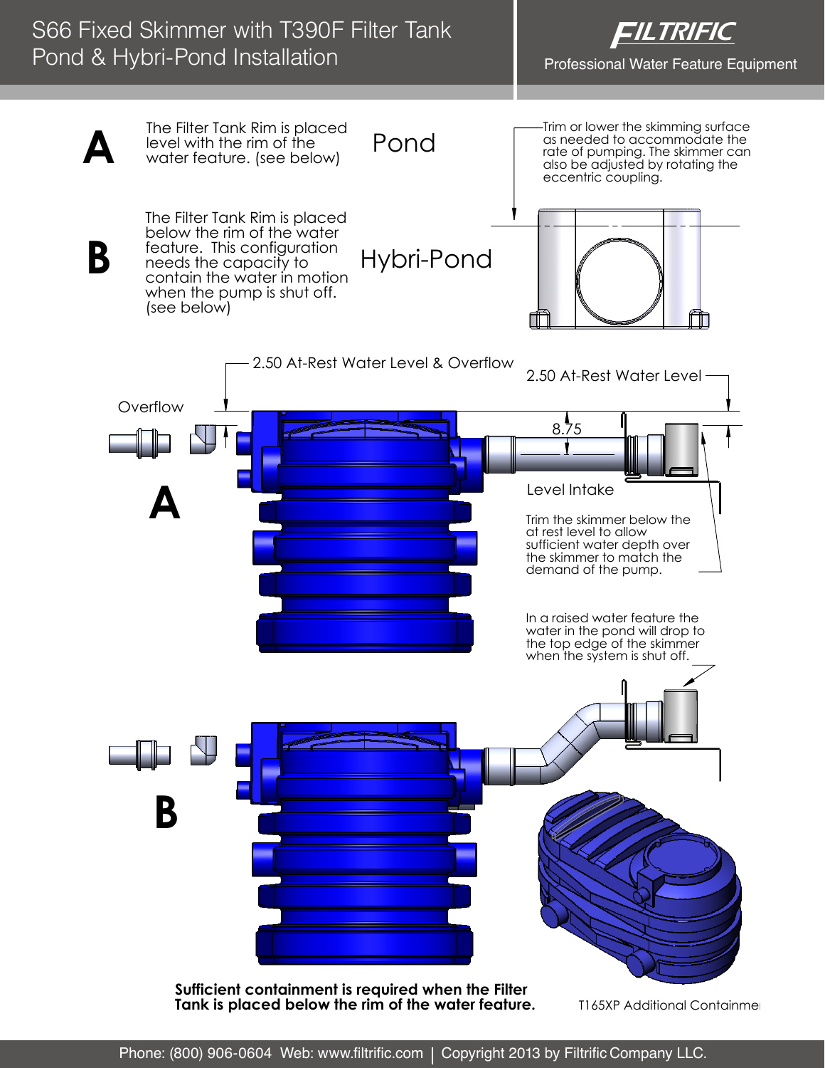# S66 Fixed Skimmer with T390F Filter Tank Pond & Hybri-Pond Installation

FILTRIFIC

Professional Water Feature Equipment

**A** The Filter Tank Rim is placed level with the rim of the water feature. (see below)

Pond

**B** The Filter Tank Rim is placed below the rim of the water feature. This configuration needs the capacity to contain the water in motion when the pump is shut off. (see below)

Hybri-Pond

Trim or lower the skimming surface as needed to accommodate the rate of pumping. The skimmer can also be adjusted by rotating the eccentric coupling.

2.50 At-Rest Water Level & Overflow

2.50 At-Rest Water Level

Overflow

8.75

**A**

Level Intake

Trim the skimmer below the at rest level to allow sufficient water depth over the skimmer to match the demand of the pump.

In a raised water feature the water in the pond will drop to the top edge of the skimmer when the system is shut off.

**B**

**Sufficient containment is required when the Filter Tank is placed below the rim of the water feature.**

T165XP Additional Containment